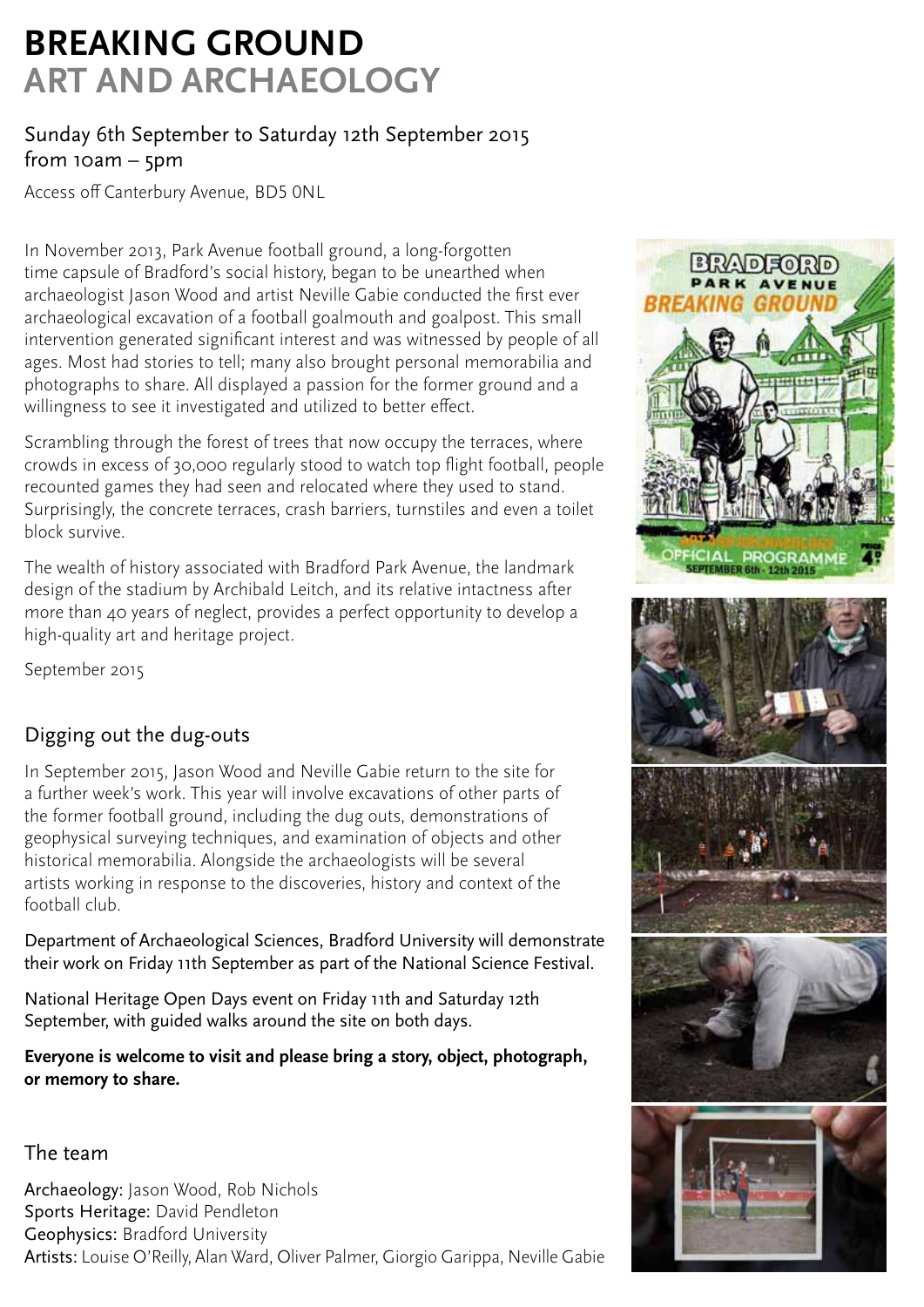# BREAKING GROUND
## ART AND ARCHAEOLOGY

Sunday 6th September to Saturday 12th September 2015
from 10am – 5pm

Access off Canterbury Avenue, BD5 0NL

In November 2013, Park Avenue football ground, a long-forgotten time capsule of Bradford's social history, began to be unearthed when archaeologist Jason Wood and artist Neville Gabie conducted the first ever archaeological excavation of a football goalmouth and goalpost. This small intervention generated significant interest and was witnessed by people of all ages. Most had stories to tell; many also brought personal memorabilia and photographs to share. All displayed a passion for the former ground and a willingness to see it investigated and utilized to better effect.

Scrambling through the forest of trees that now occupy the terraces, where crowds in excess of 30,000 regularly stood to watch top flight football, people recounted games they had seen and relocated where they used to stand. Surprisingly, the concrete terraces, crash barriers, turnstiles and even a toilet block survive.

The wealth of history associated with Bradford Park Avenue, the landmark design of the stadium by Archibald Leitch, and its relative intactness after more than 40 years of neglect, provides a perfect opportunity to develop a high-quality art and heritage project.

September 2015

## Digging out the dug-outs

In September 2015, Jason Wood and Neville Gabie return to the site for a further week's work. This year will involve excavations of other parts of the former football ground, including the dug outs, demonstrations of geophysical surveying techniques, and examination of objects and other historical memorabilia. Alongside the archaeologists will be several artists working in response to the discoveries, history and context of the football club.

Department of Archaeological Sciences, Bradford University will demonstrate their work on Friday 11th September as part of the National Science Festival.

National Heritage Open Days event on Friday 11th and Saturday 12th September, with guided walks around the site on both days.

**Everyone is welcome to visit and please bring a story, object, photograph, or memory to share.**

## The team

Archaeology: Jason Wood, Rob Nichols
Sports Heritage: David Pendleton
Geophysics: Bradford University
Artists: Louise O'Reilly, Alan Ward, Oliver Palmer, Giorgio Garippa, Neville Gabie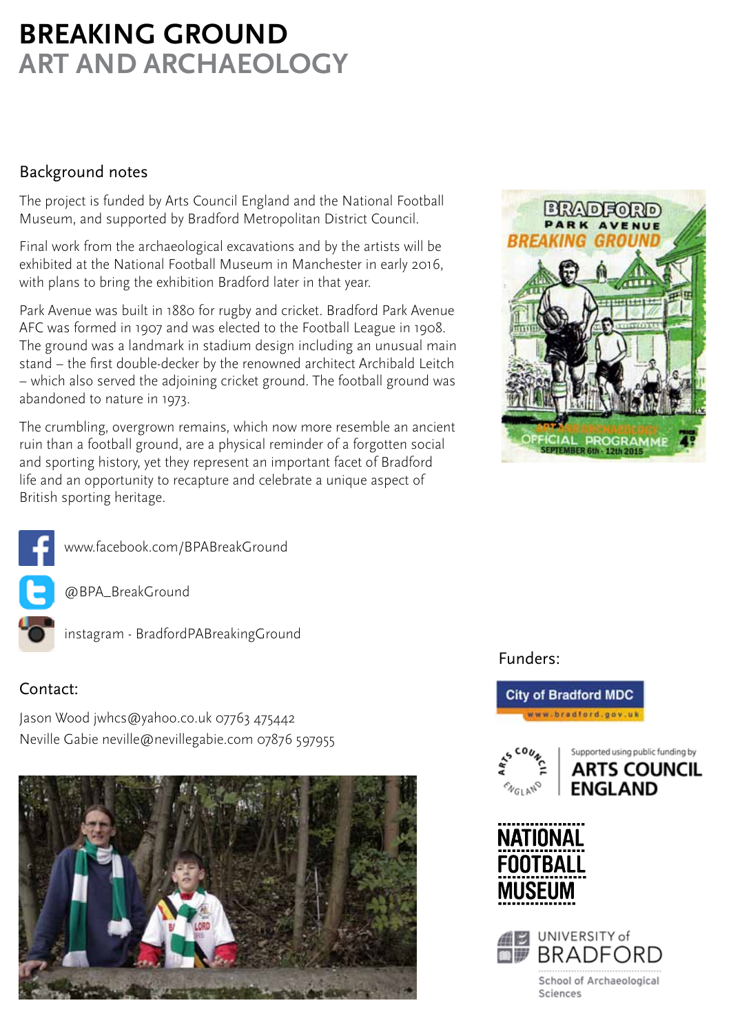# BREAKING GROUND
## ART AND ARCHAEOLOGY

### Background notes

The project is funded by Arts Council England and the National Football Museum, and supported by Bradford Metropolitan District Council.

Final work from the archaeological excavations and by the artists will be exhibited at the National Football Museum in Manchester in early 2016, with plans to bring the exhibition Bradford later in that year.

Park Avenue was built in 1880 for rugby and cricket. Bradford Park Avenue AFC was formed in 1907 and was elected to the Football League in 1908. The ground was a landmark in stadium design including an unusual main stand – the first double-decker by the renowned architect Archibald Leitch – which also served the adjoining cricket ground. The football ground was abandoned to nature in 1973.

The crumbling, overgrown remains, which now more resemble an ancient ruin than a football ground, are a physical reminder of a forgotten social and sporting history, yet they represent an important facet of Bradford life and an opportunity to recapture and celebrate a unique aspect of British sporting heritage.

www.facebook.com/BPABreakGround

@BPA_BreakGround

instagram - BradfordPABreakingGround

### Contact:

Jason Wood jwhcs@yahoo.co.uk 07763 475442
Neville Gabie neville@nevillegabie.com 07876 597955

### Funders:

City of Bradford MDC
www.bradford.gov.uk

Supported using public funding by ARTS COUNCIL ENGLAND

NATIONAL FOOTBALL MUSEUM

UNIVERSITY of BRADFORD
School of Archaeological Sciences